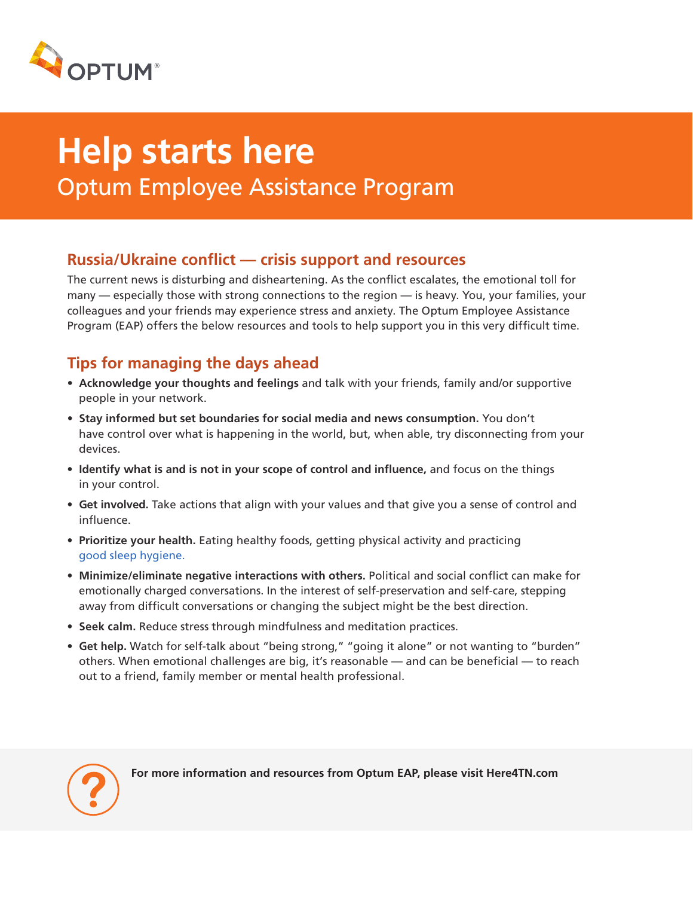OPTUM®

# Help starts here

Optum Employee Assistance Program

## Russia/Ukraine conflict — crisis support and resources

The current news is disturbing and disheartening. As the conflict escalates, the emotional toll for many — especially those with strong connections to the region — is heavy. You, your families, your colleagues and your friends may experience stress and anxiety. The Optum Employee Assistance Program (EAP) offers the below resources and tools to help support you in this very difficult time.

## Tips for managing the days ahead

- **Acknowledge your thoughts and feelings** and talk with your friends, family and/or supportive people in your network.
- **Stay informed but set boundaries for social media and news consumption.** You don't have control over what is happening in the world, but, when able, try disconnecting from your devices.
- **Identify what is and is not in your scope of control and influence,** and focus on the things in your control.
- **Get involved.** Take actions that align with your values and that give you a sense of control and influence.
- **Prioritize your health.** Eating healthy foods, getting physical activity and practicing good sleep hygiene.
- **Minimize/eliminate negative interactions with others.** Political and social conflict can make for emotionally charged conversations. In the interest of self-preservation and self-care, stepping away from difficult conversations or changing the subject might be the best direction.
- **Seek calm.** Reduce stress through mindfulness and meditation practices.
- **Get help.** Watch for self-talk about "being strong," "going it alone" or not wanting to "burden" others. When emotional challenges are big, it's reasonable — and can be beneficial — to reach out to a friend, family member or mental health professional.

**For more information and resources from Optum EAP, please visit Here4TN.com**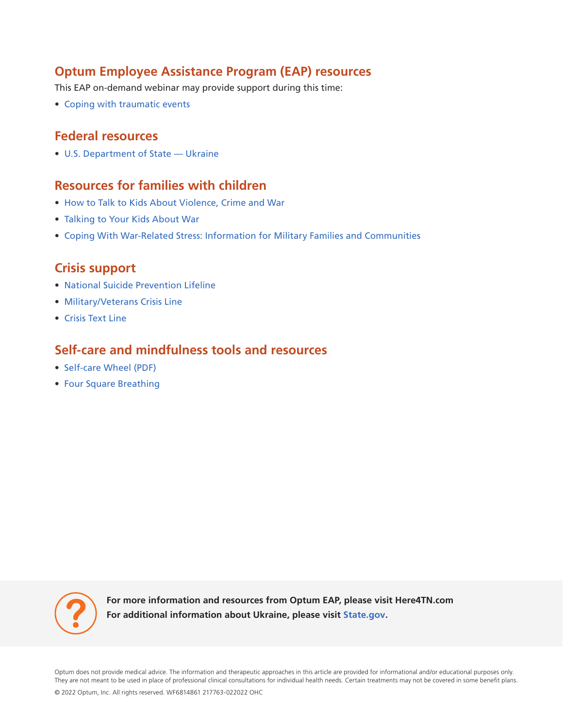## Optum Employee Assistance Program (EAP) resources

This EAP on-demand webinar may provide support during this time:

- Coping with traumatic events

## Federal resources

- U.S. Department of State — Ukraine

## Resources for families with children

- How to Talk to Kids About Violence, Crime and War
- Talking to Your Kids About War
- Coping With War-Related Stress: Information for Military Families and Communities

## Crisis support

- National Suicide Prevention Lifeline
- Military/Veterans Crisis Line
- Crisis Text Line

## Self-care and mindfulness tools and resources

- Self-care Wheel (PDF)
- Four Square Breathing

**For more information and resources from Optum EAP, please visit Here4TN.com**
**For additional information about Ukraine, please visit State.gov.**

Optum does not provide medical advice. The information and therapeutic approaches in this article are provided for informational and/or educational purposes only. They are not meant to be used in place of professional clinical consultations for individual health needs. Certain treatments may not be covered in some benefit plans.

© 2022 Optum, Inc. All rights reserved. WF6814861 217763-022022 OHC